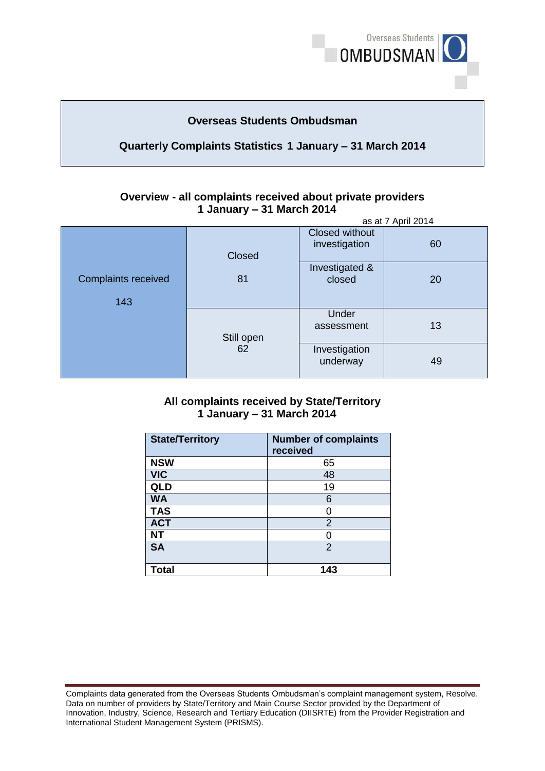# Overseas Students Ombudsman

## Quarterly Complaints Statistics 1 January – 31 March 2014

### Overview - all complaints received about private providers 1 January – 31 March 2014

as at 7 April 2014

| Complaints received | Status | Category | Number |
|---|---|---|---|
| Complaints received 143 | Closed 81 | Closed without investigation | 60 |
| | | Investigated & closed | 20 |
| | Still open 62 | Under assessment | 13 |
| | | Investigation underway | 49 |

### All complaints received by State/Territory 1 January – 31 March 2014

| State/Territory | Number of complaints received |
|---|---|
| **NSW** | 65 |
| **VIC** | 48 |
| **QLD** | 19 |
| **WA** | 6 |
| **TAS** | 0 |
| **ACT** | 2 |
| **NT** | 0 |
| **SA** | 2 |
| **Total** | **143** |

Complaints data generated from the Overseas Students Ombudsman's complaint management system, Resolve. Data on number of providers by State/Territory and Main Course Sector provided by the Department of Innovation, Industry, Science, Research and Tertiary Education (DIISRTE) from the Provider Registration and International Student Management System (PRISMS).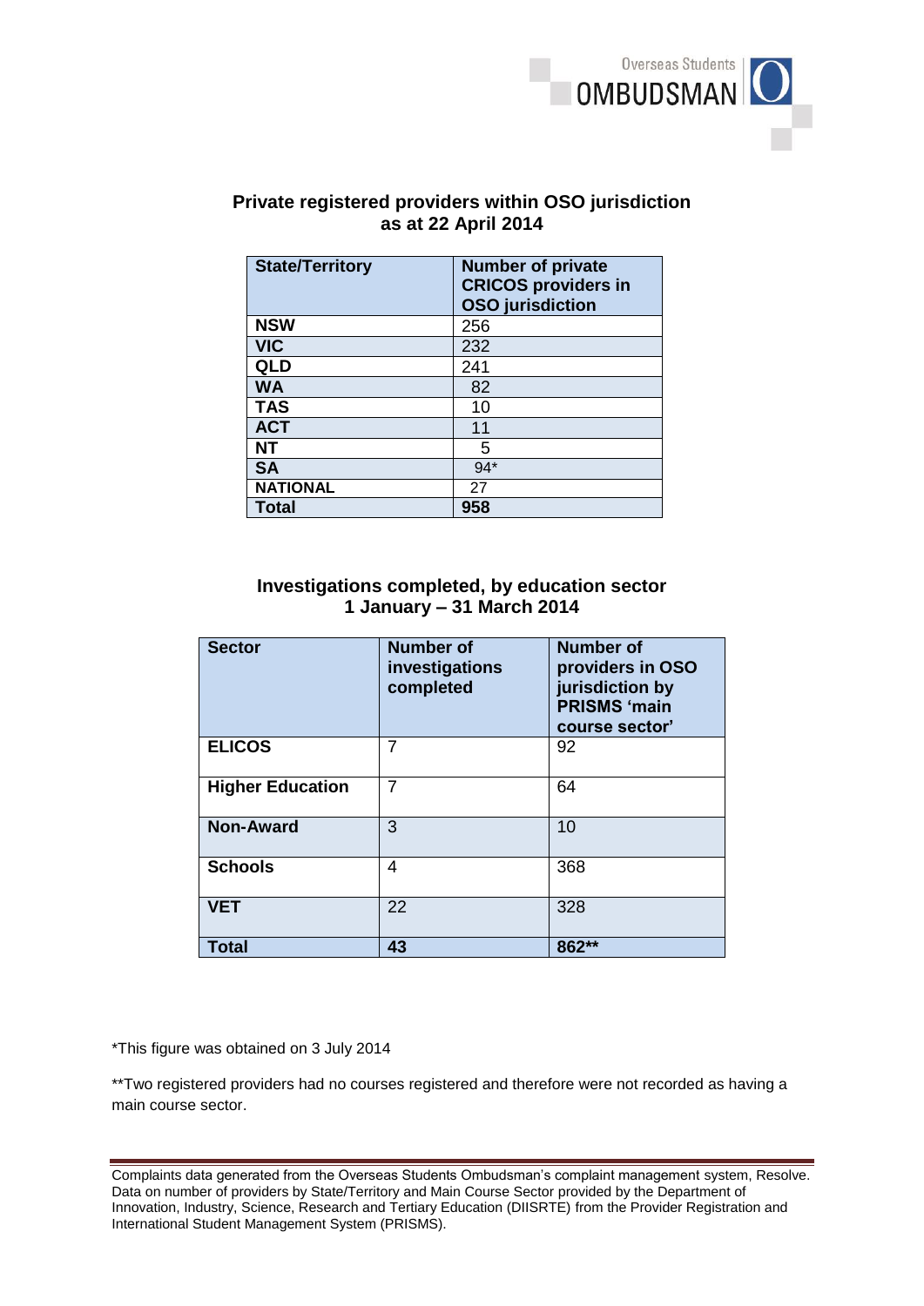## Private registered providers within OSO jurisdiction as at 22 April 2014

| State/Territory | Number of private CRICOS providers in OSO jurisdiction |
|---|---|
| **NSW** | 256 |
| **VIC** | 232 |
| **QLD** | 241 |
| **WA** | 82 |
| **TAS** | 10 |
| **ACT** | 11 |
| **NT** | 5 |
| **SA** | 94* |
| **NATIONAL** | 27 |
| **Total** | **958** |

## Investigations completed, by education sector 1 January – 31 March 2014

| Sector | Number of investigations completed | Number of providers in OSO jurisdiction by PRISMS 'main course sector' |
|---|---|---|
| **ELICOS** | 7 | 92 |
| **Higher Education** | 7 | 64 |
| **Non-Award** | 3 | 10 |
| **Schools** | 4 | 368 |
| **VET** | 22 | 328 |
| **Total** | **43** | **862**** |

*This figure was obtained on 3 July 2014

**Two registered providers had no courses registered and therefore were not recorded as having a main course sector.

Complaints data generated from the Overseas Students Ombudsman's complaint management system, Resolve. Data on number of providers by State/Territory and Main Course Sector provided by the Department of Innovation, Industry, Science, Research and Tertiary Education (DIISRTE) from the Provider Registration and International Student Management System (PRISMS).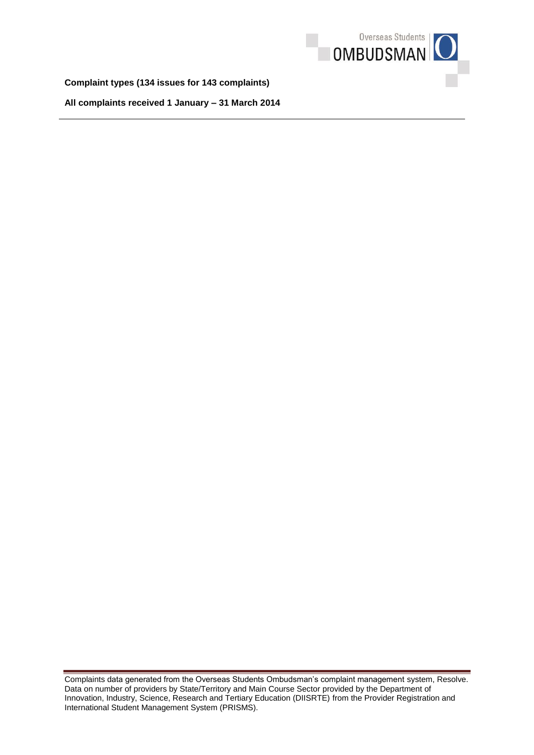**Complaint types (134 issues for 143 complaints)**

**All complaints received 1 January – 31 March 2014**

Complaints data generated from the Overseas Students Ombudsman's complaint management system, Resolve. Data on number of providers by State/Territory and Main Course Sector provided by the Department of Innovation, Industry, Science, Research and Tertiary Education (DIISRTE) from the Provider Registration and International Student Management System (PRISMS).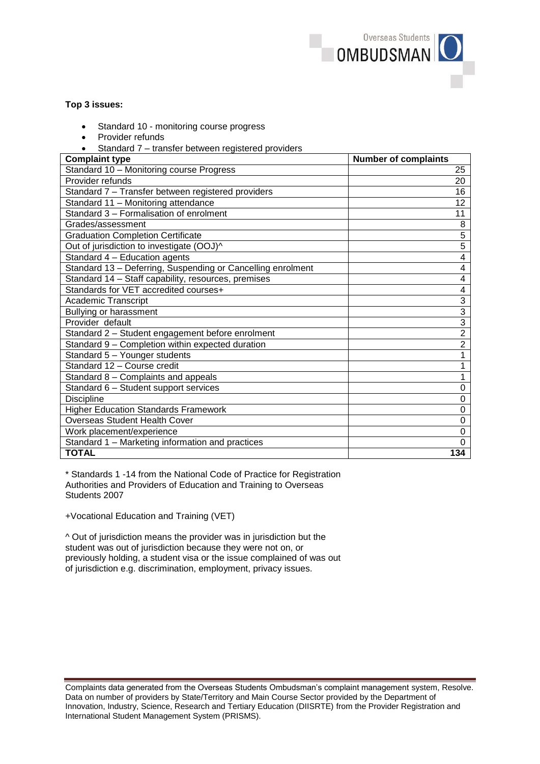**Top 3 issues:**

- Standard 10 - monitoring course progress
- Provider refunds
- Standard 7 – transfer between registered providers

| Complaint type | Number of complaints |
|---|---|
| Standard 10 – Monitoring course Progress | 25 |
| Provider refunds | 20 |
| Standard 7 – Transfer between registered providers | 16 |
| Standard 11 – Monitoring attendance | 12 |
| Standard 3 – Formalisation of enrolment | 11 |
| Grades/assessment | 8 |
| Graduation Completion Certificate | 5 |
| Out of jurisdiction to investigate (OOJ)^ | 5 |
| Standard 4 – Education agents | 4 |
| Standard 13 – Deferring, Suspending or Cancelling enrolment | 4 |
| Standard 14 – Staff capability, resources, premises | 4 |
| Standards for VET accredited courses+ | 4 |
| Academic Transcript | 3 |
| Bullying or harassment | 3 |
| Provider default | 3 |
| Standard 2 – Student engagement before enrolment | 2 |
| Standard 9 – Completion within expected duration | 2 |
| Standard 5 – Younger students | 1 |
| Standard 12 – Course credit | 1 |
| Standard 8 – Complaints and appeals | 1 |
| Standard 6 – Student support services | 0 |
| Discipline | 0 |
| Higher Education Standards Framework | 0 |
| Overseas Student Health Cover | 0 |
| Work placement/experience | 0 |
| Standard 1 – Marketing information and practices | 0 |
| **TOTAL** | **134** |

* Standards 1 -14 from the National Code of Practice for Registration Authorities and Providers of Education and Training to Overseas Students 2007

+Vocational Education and Training (VET)

^ Out of jurisdiction means the provider was in jurisdiction but the student was out of jurisdiction because they were not on, or previously holding, a student visa or the issue complained of was out of jurisdiction e.g. discrimination, employment, privacy issues.

Complaints data generated from the Overseas Students Ombudsman's complaint management system, Resolve. Data on number of providers by State/Territory and Main Course Sector provided by the Department of Innovation, Industry, Science, Research and Tertiary Education (DIISRTE) from the Provider Registration and International Student Management System (PRISMS).